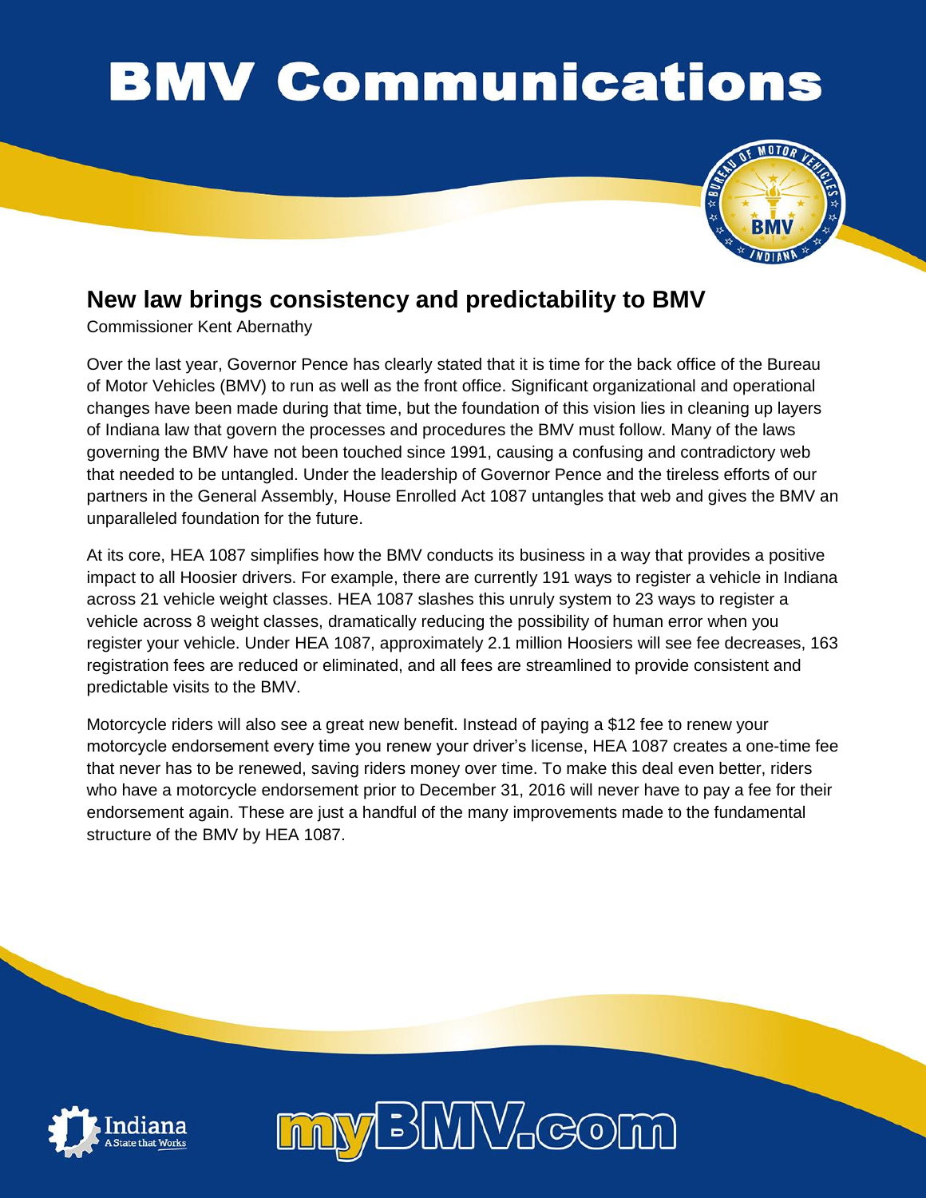# BMV Communications

## New law brings consistency and predictability to BMV

Commissioner Kent Abernathy

Over the last year, Governor Pence has clearly stated that it is time for the back office of the Bureau of Motor Vehicles (BMV) to run as well as the front office. Significant organizational and operational changes have been made during that time, but the foundation of this vision lies in cleaning up layers of Indiana law that govern the processes and procedures the BMV must follow. Many of the laws governing the BMV have not been touched since 1991, causing a confusing and contradictory web that needed to be untangled. Under the leadership of Governor Pence and the tireless efforts of our partners in the General Assembly, House Enrolled Act 1087 untangles that web and gives the BMV an unparalleled foundation for the future.

At its core, HEA 1087 simplifies how the BMV conducts its business in a way that provides a positive impact to all Hoosier drivers. For example, there are currently 191 ways to register a vehicle in Indiana across 21 vehicle weight classes. HEA 1087 slashes this unruly system to 23 ways to register a vehicle across 8 weight classes, dramatically reducing the possibility of human error when you register your vehicle. Under HEA 1087, approximately 2.1 million Hoosiers will see fee decreases, 163 registration fees are reduced or eliminated, and all fees are streamlined to provide consistent and predictable visits to the BMV.

Motorcycle riders will also see a great new benefit. Instead of paying a $12 fee to renew your motorcycle endorsement every time you renew your driver's license, HEA 1087 creates a one-time fee that never has to be renewed, saving riders money over time. To make this deal even better, riders who have a motorcycle endorsement prior to December 31, 2016 will never have to pay a fee for their endorsement again. These are just a handful of the many improvements made to the fundamental structure of the BMV by HEA 1087.

Indiana A State that Works

myBMV.com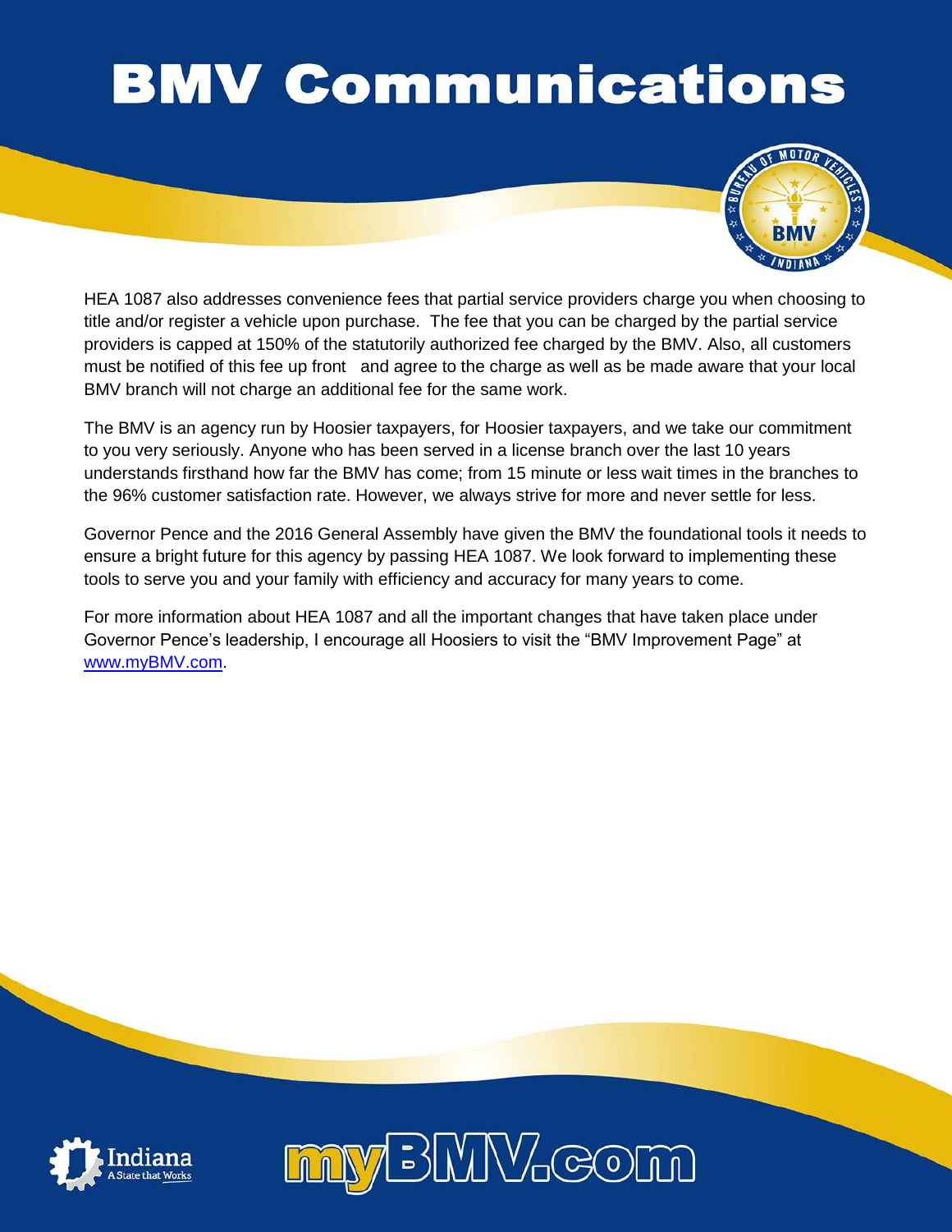# BMV Communications

HEA 1087 also addresses convenience fees that partial service providers charge you when choosing to title and/or register a vehicle upon purchase. The fee that you can be charged by the partial service providers is capped at 150% of the statutorily authorized fee charged by the BMV. Also, all customers must be notified of this fee up front and agree to the charge as well as be made aware that your local BMV branch will not charge an additional fee for the same work.

The BMV is an agency run by Hoosier taxpayers, for Hoosier taxpayers, and we take our commitment to you very seriously. Anyone who has been served in a license branch over the last 10 years understands firsthand how far the BMV has come; from 15 minute or less wait times in the branches to the 96% customer satisfaction rate. However, we always strive for more and never settle for less.

Governor Pence and the 2016 General Assembly have given the BMV the foundational tools it needs to ensure a bright future for this agency by passing HEA 1087. We look forward to implementing these tools to serve you and your family with efficiency and accuracy for many years to come.

For more information about HEA 1087 and all the important changes that have taken place under Governor Pence's leadership, I encourage all Hoosiers to visit the "BMV Improvement Page" at [www.myBMV.com](http://www.myBMV.com).

Indiana
A State that Works

myBMV.com